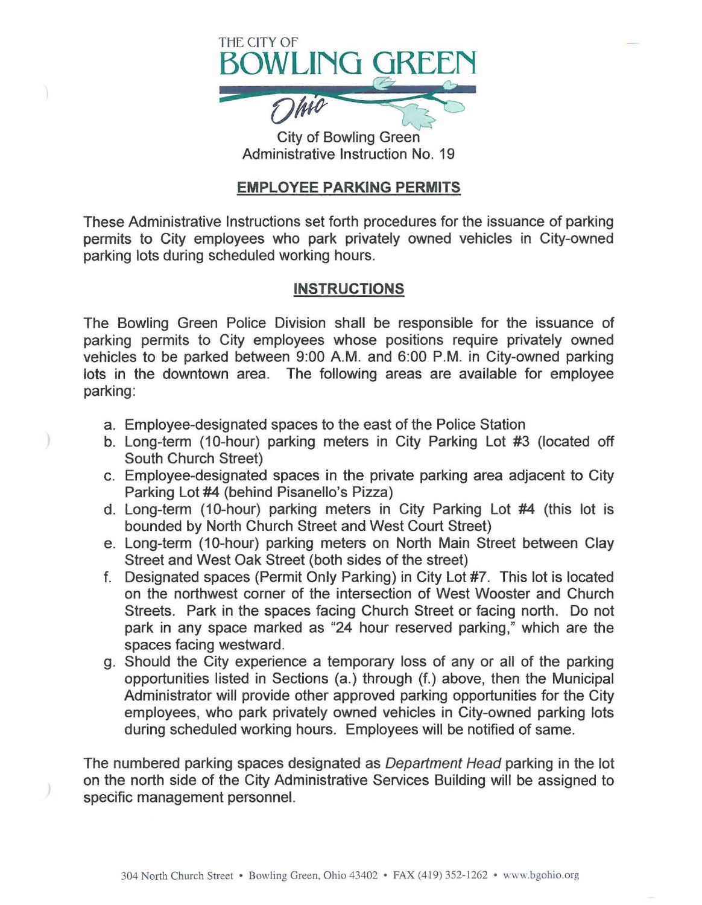THE CITY OF
# BOWLING GREEN
Ohio

City of Bowling Green
Administrative Instruction No. 19

## EMPLOYEE PARKING PERMITS

These Administrative Instructions set forth procedures for the issuance of parking permits to City employees who park privately owned vehicles in City-owned parking lots during scheduled working hours.

## INSTRUCTIONS

The Bowling Green Police Division shall be responsible for the issuance of parking permits to City employees whose positions require privately owned vehicles to be parked between 9:00 A.M. and 6:00 P.M. in City-owned parking lots in the downtown area. The following areas are available for employee parking:

a. Employee-designated spaces to the east of the Police Station
b. Long-term (10-hour) parking meters in City Parking Lot #3 (located off South Church Street)
c. Employee-designated spaces in the private parking area adjacent to City Parking Lot #4 (behind Pisanello's Pizza)
d. Long-term (10-hour) parking meters in City Parking Lot #4 (this lot is bounded by North Church Street and West Court Street)
e. Long-term (10-hour) parking meters on North Main Street between Clay Street and West Oak Street (both sides of the street)
f. Designated spaces (Permit Only Parking) in City Lot #7. This lot is located on the northwest corner of the intersection of West Wooster and Church Streets. Park in the spaces facing Church Street or facing north. Do not park in any space marked as "24 hour reserved parking," which are the spaces facing westward.
g. Should the City experience a temporary loss of any or all of the parking opportunities listed in Sections (a.) through (f.) above, then the Municipal Administrator will provide other approved parking opportunities for the City employees, who park privately owned vehicles in City-owned parking lots during scheduled working hours. Employees will be notified of same.

The numbered parking spaces designated as *Department Head* parking in the lot on the north side of the City Administrative Services Building will be assigned to specific management personnel.

304 North Church Street • Bowling Green, Ohio 43402 • FAX (419) 352-1262 • www.bgohio.org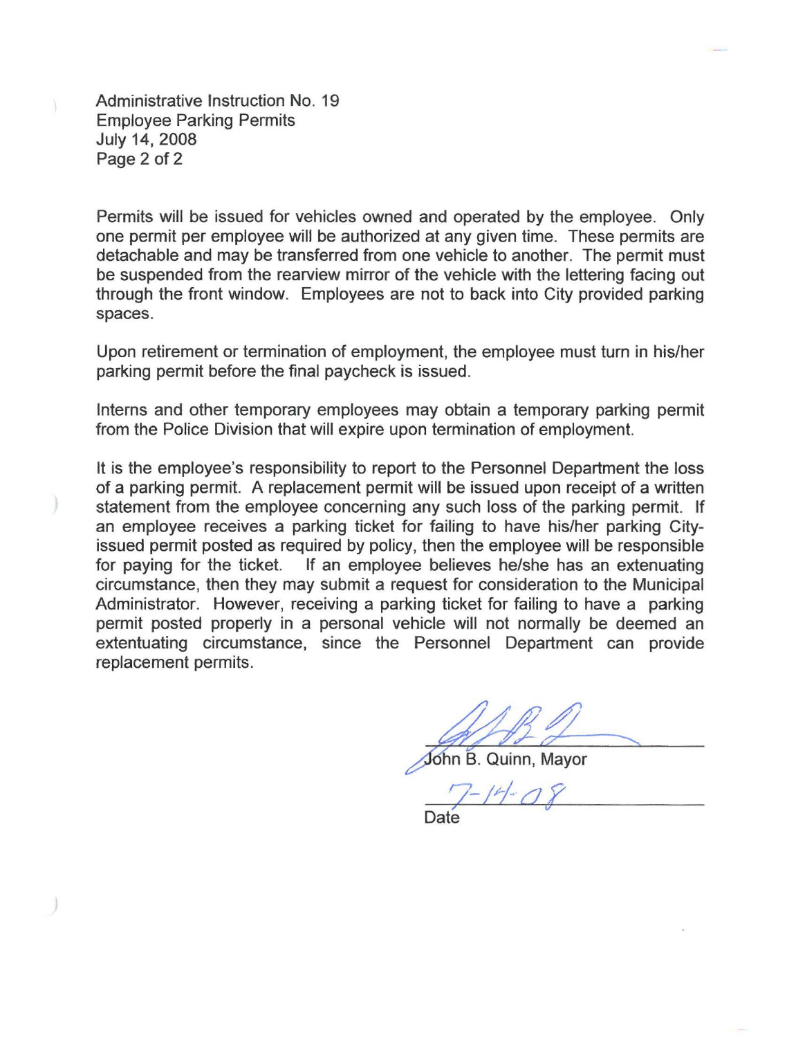Administrative Instruction No. 19
Employee Parking Permits
July 14, 2008

Permits will be issued for vehicles owned and operated by the employee. Only one permit per employee will be authorized at any given time. These permits are detachable and may be transferred from one vehicle to another. The permit must be suspended from the rearview mirror of the vehicle with the lettering facing out through the front window. Employees are not to back into City provided parking spaces.

Upon retirement or termination of employment, the employee must turn in his/her parking permit before the final paycheck is issued.

Interns and other temporary employees may obtain a temporary parking permit from the Police Division that will expire upon termination of employment.

It is the employee's responsibility to report to the Personnel Department the loss of a parking permit. A replacement permit will be issued upon receipt of a written statement from the employee concerning any such loss of the parking permit. If an employee receives a parking ticket for failing to have his/her parking City-issued permit posted as required by policy, then the employee will be responsible for paying for the ticket. If an employee believes he/she has an extenuating circumstance, then they may submit a request for consideration to the Municipal Administrator. However, receiving a parking ticket for failing to have a parking permit posted properly in a personal vehicle will not normally be deemed an extentuating circumstance, since the Personnel Department can provide replacement permits.

John B. Quinn, Mayor

7-14-08
Date